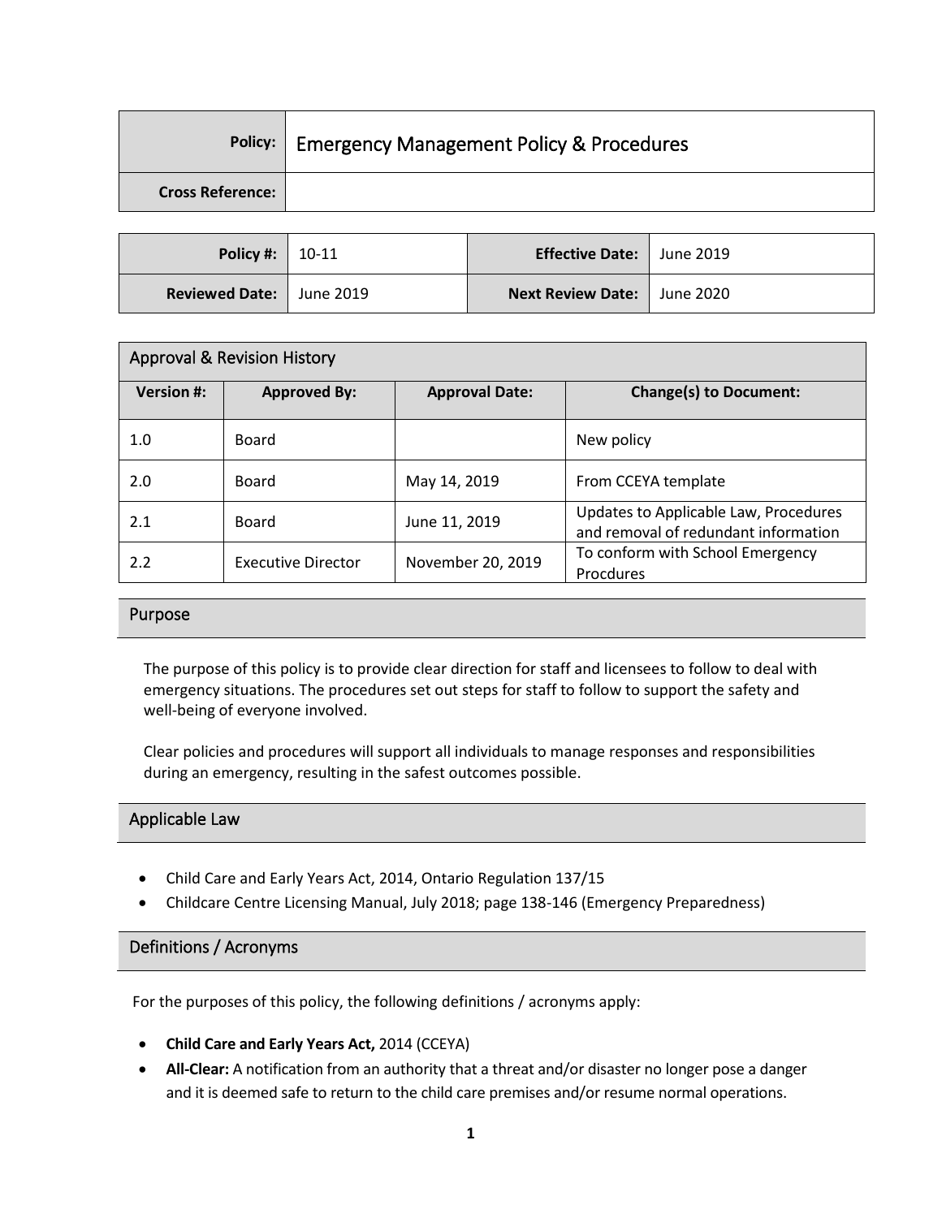| Policy: | Emergency Management Policy & Procedures |
|---|---|
| Cross Reference: | |

| Policy #: | 10-11 | Effective Date: | June 2019 |
|---|---|---|---|
| Reviewed Date: | June 2019 | Next Review Date: | June 2020 |

| Approval & Revision History | | | |
|---|---|---|---|
| **Version #:** | **Approved By:** | **Approval Date:** | **Change(s) to Document:** |
| 1.0 | Board | | New policy |
| 2.0 | Board | May 14, 2019 | From CCEYA template |
| 2.1 | Board | June 11, 2019 | Updates to Applicable Law, Procedures and removal of redundant information |
| 2.2 | Executive Director | November 20, 2019 | To conform with School Emergency Procdures |

## Purpose

The purpose of this policy is to provide clear direction for staff and licensees to follow to deal with emergency situations. The procedures set out steps for staff to follow to support the safety and well-being of everyone involved.

Clear policies and procedures will support all individuals to manage responses and responsibilities during an emergency, resulting in the safest outcomes possible.

## Applicable Law

- Child Care and Early Years Act, 2014, Ontario Regulation 137/15
- Childcare Centre Licensing Manual, July 2018; page 138-146 (Emergency Preparedness)

## Definitions / Acronyms

For the purposes of this policy, the following definitions / acronyms apply:

- **Child Care and Early Years Act,** 2014 (CCEYA)
- **All-Clear:** A notification from an authority that a threat and/or disaster no longer pose a danger and it is deemed safe to return to the child care premises and/or resume normal operations.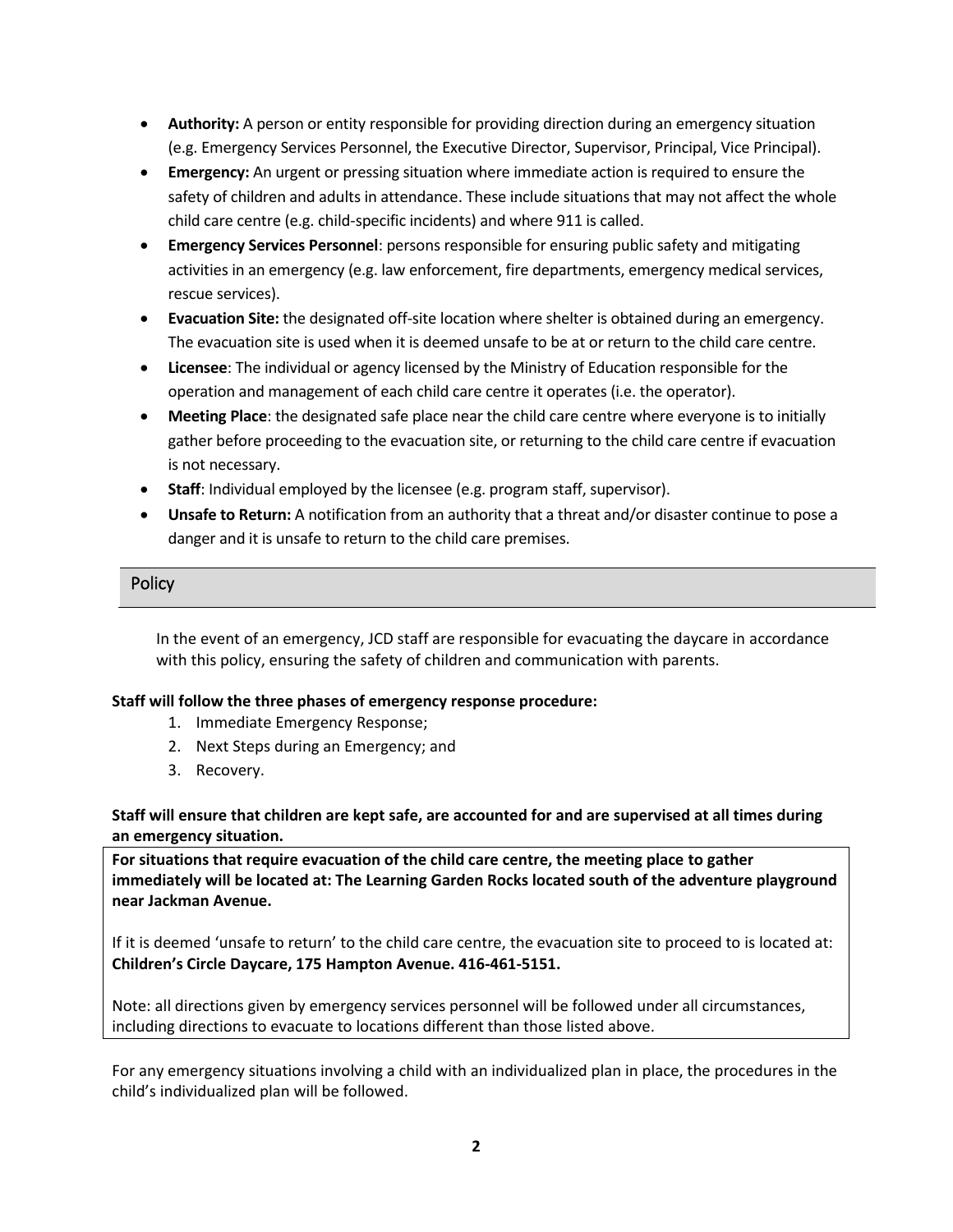- **Authority:** A person or entity responsible for providing direction during an emergency situation (e.g. Emergency Services Personnel, the Executive Director, Supervisor, Principal, Vice Principal).
- **Emergency:** An urgent or pressing situation where immediate action is required to ensure the safety of children and adults in attendance. These include situations that may not affect the whole child care centre (e.g. child-specific incidents) and where 911 is called.
- **Emergency Services Personnel**: persons responsible for ensuring public safety and mitigating activities in an emergency (e.g. law enforcement, fire departments, emergency medical services, rescue services).
- **Evacuation Site:** the designated off-site location where shelter is obtained during an emergency. The evacuation site is used when it is deemed unsafe to be at or return to the child care centre.
- **Licensee**: The individual or agency licensed by the Ministry of Education responsible for the operation and management of each child care centre it operates (i.e. the operator).
- **Meeting Place**: the designated safe place near the child care centre where everyone is to initially gather before proceeding to the evacuation site, or returning to the child care centre if evacuation is not necessary.
- **Staff**: Individual employed by the licensee (e.g. program staff, supervisor).
- **Unsafe to Return:** A notification from an authority that a threat and/or disaster continue to pose a danger and it is unsafe to return to the child care premises.

## Policy

In the event of an emergency, JCD staff are responsible for evacuating the daycare in accordance with this policy, ensuring the safety of children and communication with parents.

**Staff will follow the three phases of emergency response procedure:**

1. Immediate Emergency Response;
2. Next Steps during an Emergency; and
3. Recovery.

**Staff will ensure that children are kept safe, are accounted for and are supervised at all times during an emergency situation.**

**For situations that require evacuation of the child care centre, the meeting place to gather immediately will be located at: The Learning Garden Rocks located south of the adventure playground near Jackman Avenue.**

If it is deemed 'unsafe to return' to the child care centre, the evacuation site to proceed to is located at: **Children's Circle Daycare, 175 Hampton Avenue. 416-461-5151.**

Note: all directions given by emergency services personnel will be followed under all circumstances, including directions to evacuate to locations different than those listed above.

For any emergency situations involving a child with an individualized plan in place, the procedures in the child's individualized plan will be followed.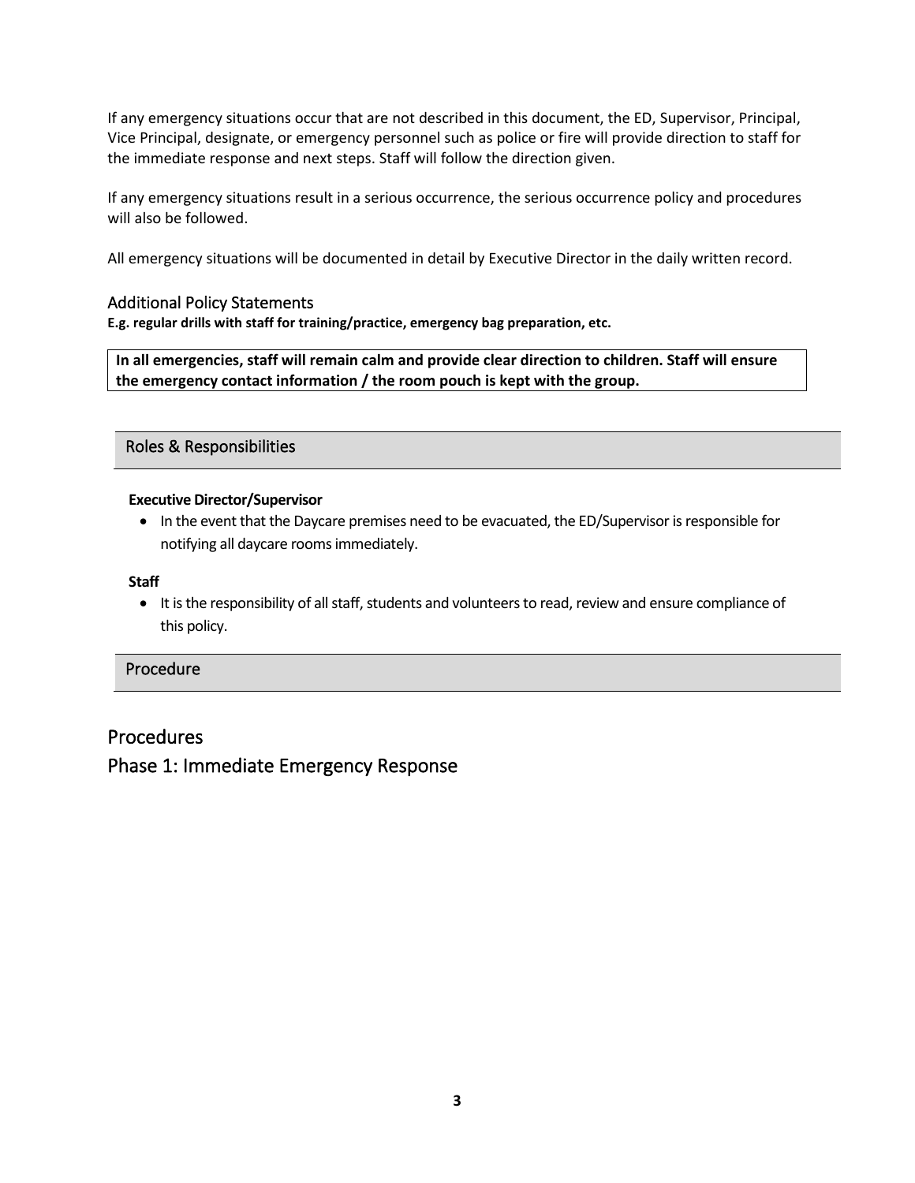If any emergency situations occur that are not described in this document, the ED, Supervisor, Principal, Vice Principal, designate, or emergency personnel such as police or fire will provide direction to staff for the immediate response and next steps. Staff will follow the direction given.

If any emergency situations result in a serious occurrence, the serious occurrence policy and procedures will also be followed.

All emergency situations will be documented in detail by Executive Director in the daily written record.

### Additional Policy Statements

**E.g. regular drills with staff for training/practice, emergency bag preparation, etc.**

**In all emergencies, staff will remain calm and provide clear direction to children. Staff will ensure the emergency contact information / the room pouch is kept with the group.**

## Roles & Responsibilities

**Executive Director/Supervisor**

- In the event that the Daycare premises need to be evacuated, the ED/Supervisor is responsible for notifying all daycare rooms immediately.

**Staff**

- It is the responsibility of all staff, students and volunteers to read, review and ensure compliance of this policy.

## Procedure

## Procedures

## Phase 1: Immediate Emergency Response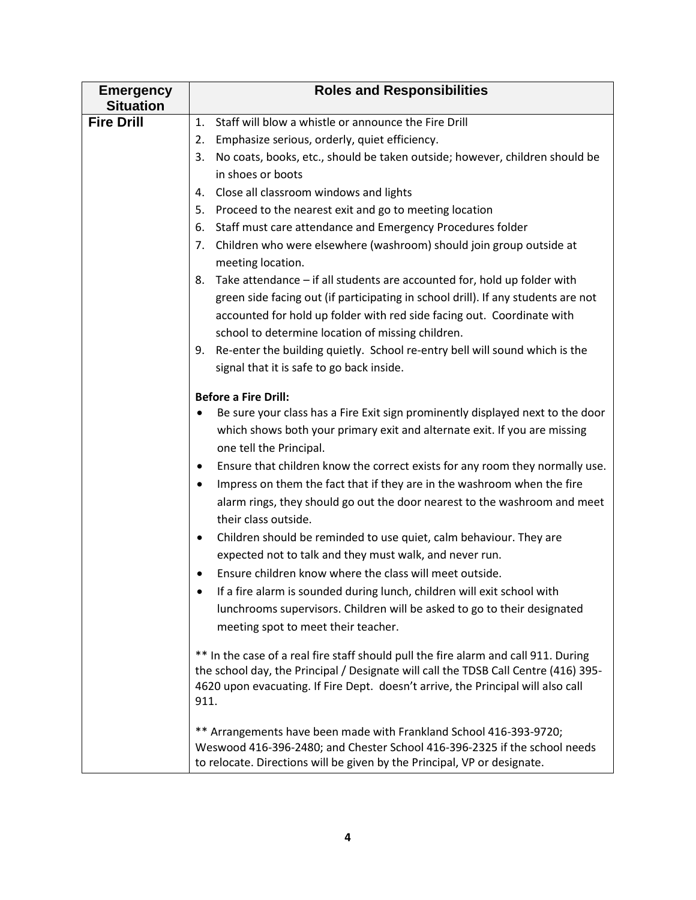| Emergency Situation | Roles and Responsibilities |
|---|---|
| **Fire Drill** | 1. Staff will blow a whistle or announce the Fire Drill<br>2. Emphasize serious, orderly, quiet efficiency.<br>3. No coats, books, etc., should be taken outside; however, children should be in shoes or boots<br>4. Close all classroom windows and lights<br>5. Proceed to the nearest exit and go to meeting location<br>6. Staff must care attendance and Emergency Procedures folder<br>7. Children who were elsewhere (washroom) should join group outside at meeting location.<br>8. Take attendance – if all students are accounted for, hold up folder with green side facing out (if participating in school drill). If any students are not accounted for hold up folder with red side facing out. Coordinate with school to determine location of missing children.<br>9. Re-enter the building quietly. School re-entry bell will sound which is the signal that it is safe to go back inside.<br><br>**Before a Fire Drill:**<br>• Be sure your class has a Fire Exit sign prominently displayed next to the door which shows both your primary exit and alternate exit. If you are missing one tell the Principal.<br>• Ensure that children know the correct exists for any room they normally use.<br>• Impress on them the fact that if they are in the washroom when the fire alarm rings, they should go out the door nearest to the washroom and meet their class outside.<br>• Children should be reminded to use quiet, calm behaviour. They are expected not to talk and they must walk, and never run.<br>• Ensure children know where the class will meet outside.<br>• If a fire alarm is sounded during lunch, children will exit school with lunchrooms supervisors. Children will be asked to go to their designated meeting spot to meet their teacher.<br><br>** In the case of a real fire staff should pull the fire alarm and call 911. During the school day, the Principal / Designate will call the TDSB Call Centre (416) 395-4620 upon evacuating. If Fire Dept. doesn't arrive, the Principal will also call 911.<br><br>** Arrangements have been made with Frankland School 416-393-9720; Weswood 416-396-2480; and Chester School 416-396-2325 if the school needs to relocate. Directions will be given by the Principal, VP or designate. |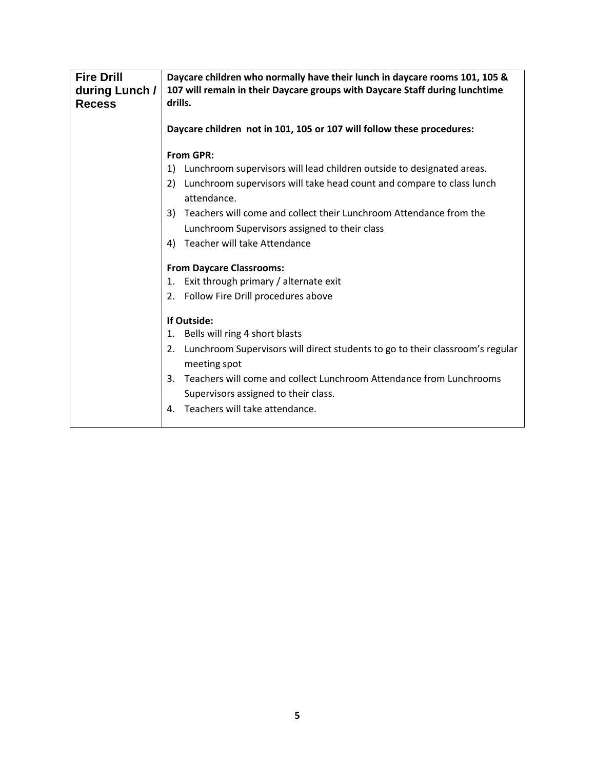| **Fire Drill during Lunch / Recess** | **Daycare children who normally have their lunch in daycare rooms 101, 105 & 107 will remain in their Daycare groups with Daycare Staff during lunchtime drills.**<br><br>**Daycare children not in 101, 105 or 107 will follow these procedures:**<br><br>**From GPR:**<br>1) Lunchroom supervisors will lead children outside to designated areas.<br>2) Lunchroom supervisors will take head count and compare to class lunch attendance.<br>3) Teachers will come and collect their Lunchroom Attendance from the Lunchroom Supervisors assigned to their class<br>4) Teacher will take Attendance<br><br>**From Daycare Classrooms:**<br>1. Exit through primary / alternate exit<br>2. Follow Fire Drill procedures above<br><br>**If Outside:**<br>1. Bells will ring 4 short blasts<br>2. Lunchroom Supervisors will direct students to go to their classroom's regular meeting spot<br>3. Teachers will come and collect Lunchroom Attendance from Lunchrooms Supervisors assigned to their class.<br>4. Teachers will take attendance. |
|---|---|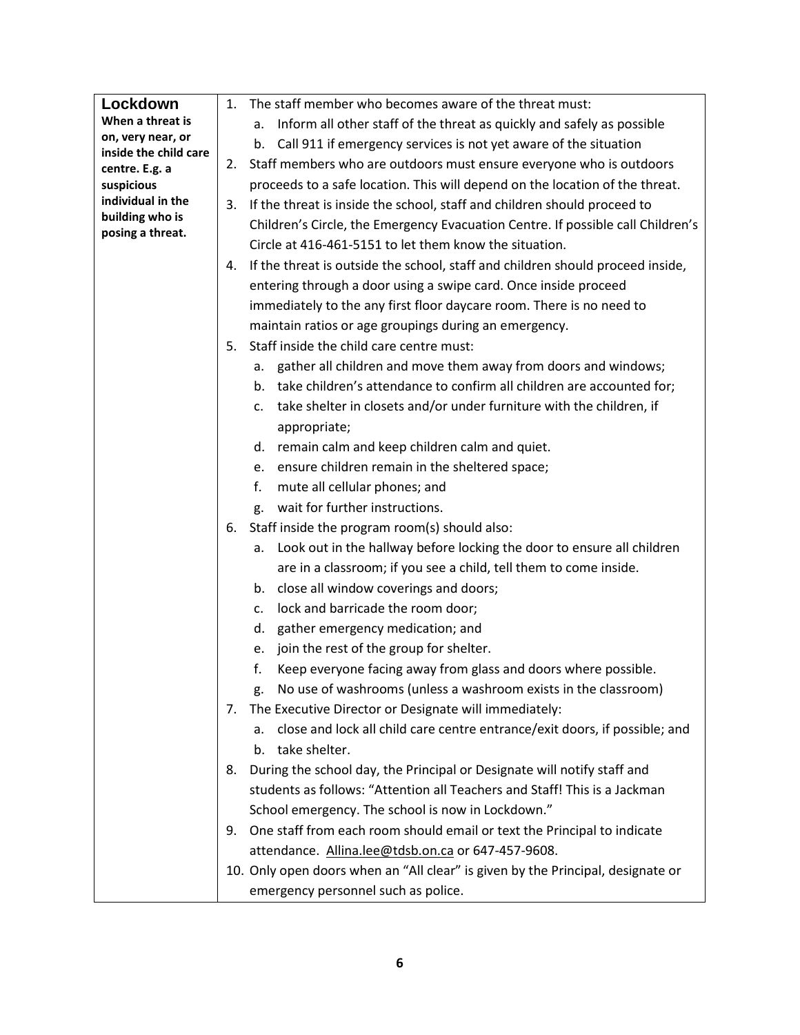| **Lockdown**<br>**When a threat is on, very near, or inside the child care centre. E.g. a suspicious individual in the building who is posing a threat.** | 1. The staff member who becomes aware of the threat must:<br>&nbsp;&nbsp;&nbsp;a. Inform all other staff of the threat as quickly and safely as possible<br>&nbsp;&nbsp;&nbsp;b. Call 911 if emergency services is not yet aware of the situation<br>2. Staff members who are outdoors must ensure everyone who is outdoors proceeds to a safe location. This will depend on the location of the threat.<br>3. If the threat is inside the school, staff and children should proceed to Children's Circle, the Emergency Evacuation Centre. If possible call Children's Circle at 416-461-5151 to let them know the situation.<br>4. If the threat is outside the school, staff and children should proceed inside, entering through a door using a swipe card. Once inside proceed immediately to the any first floor daycare room. There is no need to maintain ratios or age groupings during an emergency.<br>5. Staff inside the child care centre must:<br>&nbsp;&nbsp;&nbsp;a. gather all children and move them away from doors and windows;<br>&nbsp;&nbsp;&nbsp;b. take children's attendance to confirm all children are accounted for;<br>&nbsp;&nbsp;&nbsp;c. take shelter in closets and/or under furniture with the children, if appropriate;<br>&nbsp;&nbsp;&nbsp;d. remain calm and keep children calm and quiet.<br>&nbsp;&nbsp;&nbsp;e. ensure children remain in the sheltered space;<br>&nbsp;&nbsp;&nbsp;f. mute all cellular phones; and<br>&nbsp;&nbsp;&nbsp;g. wait for further instructions.<br>6. Staff inside the program room(s) should also:<br>&nbsp;&nbsp;&nbsp;a. Look out in the hallway before locking the door to ensure all children are in a classroom; if you see a child, tell them to come inside.<br>&nbsp;&nbsp;&nbsp;b. close all window coverings and doors;<br>&nbsp;&nbsp;&nbsp;c. lock and barricade the room door;<br>&nbsp;&nbsp;&nbsp;d. gather emergency medication; and<br>&nbsp;&nbsp;&nbsp;e. join the rest of the group for shelter.<br>&nbsp;&nbsp;&nbsp;f. Keep everyone facing away from glass and doors where possible.<br>&nbsp;&nbsp;&nbsp;g. No use of washrooms (unless a washroom exists in the classroom)<br>7. The Executive Director or Designate will immediately:<br>&nbsp;&nbsp;&nbsp;a. close and lock all child care centre entrance/exit doors, if possible; and<br>&nbsp;&nbsp;&nbsp;b. take shelter.<br>8. During the school day, the Principal or Designate will notify staff and students as follows: "Attention all Teachers and Staff! This is a Jackman School emergency. The school is now in Lockdown."<br>9. One staff from each room should email or text the Principal to indicate attendance. Allina.lee@tdsb.on.ca or 647-457-9608.<br>10. Only open doors when an "All clear" is given by the Principal, designate or emergency personnel such as police. |
|---|---|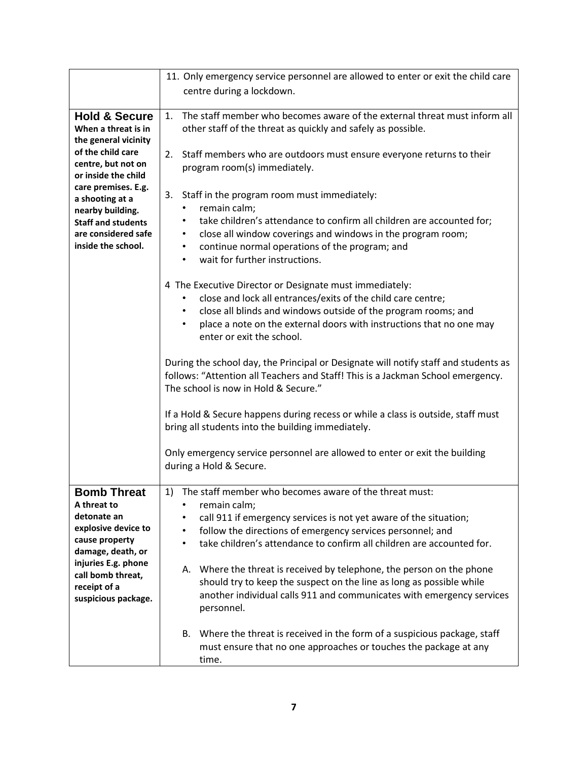| | |
|---|---|
| | 11. Only emergency service personnel are allowed to enter or exit the child care centre during a lockdown. |
| **Hold & Secure**<br>**When a threat is in the general vicinity of the child care centre, but not on or inside the child care premises. E.g. a shooting at a nearby building. Staff and students are considered safe inside the school.** | 1. The staff member who becomes aware of the external threat must inform all other staff of the threat as quickly and safely as possible.<br><br>2. Staff members who are outdoors must ensure everyone returns to their program room(s) immediately.<br><br>3. Staff in the program room must immediately:<br>• remain calm;<br>• take children's attendance to confirm all children are accounted for;<br>• close all window coverings and windows in the program room;<br>• continue normal operations of the program; and<br>• wait for further instructions.<br><br>4 The Executive Director or Designate must immediately:<br>• close and lock all entrances/exits of the child care centre;<br>• close all blinds and windows outside of the program rooms; and<br>• place a note on the external doors with instructions that no one may enter or exit the school.<br><br>During the school day, the Principal or Designate will notify staff and students as follows: "Attention all Teachers and Staff! This is a Jackman School emergency. The school is now in Hold & Secure."<br><br>If a Hold & Secure happens during recess or while a class is outside, staff must bring all students into the building immediately.<br><br>Only emergency service personnel are allowed to enter or exit the building during a Hold & Secure. |
| **Bomb Threat**<br>**A threat to detonate an explosive device to cause property damage, death, or injuries E.g. phone call bomb threat, receipt of a suspicious package.** | 1) The staff member who becomes aware of the threat must:<br>• remain calm;<br>• call 911 if emergency services is not yet aware of the situation;<br>• follow the directions of emergency services personnel; and<br>• take children's attendance to confirm all children are accounted for.<br><br>A. Where the threat is received by telephone, the person on the phone should try to keep the suspect on the line as long as possible while another individual calls 911 and communicates with emergency services personnel.<br><br>B. Where the threat is received in the form of a suspicious package, staff must ensure that no one approaches or touches the package at any time. |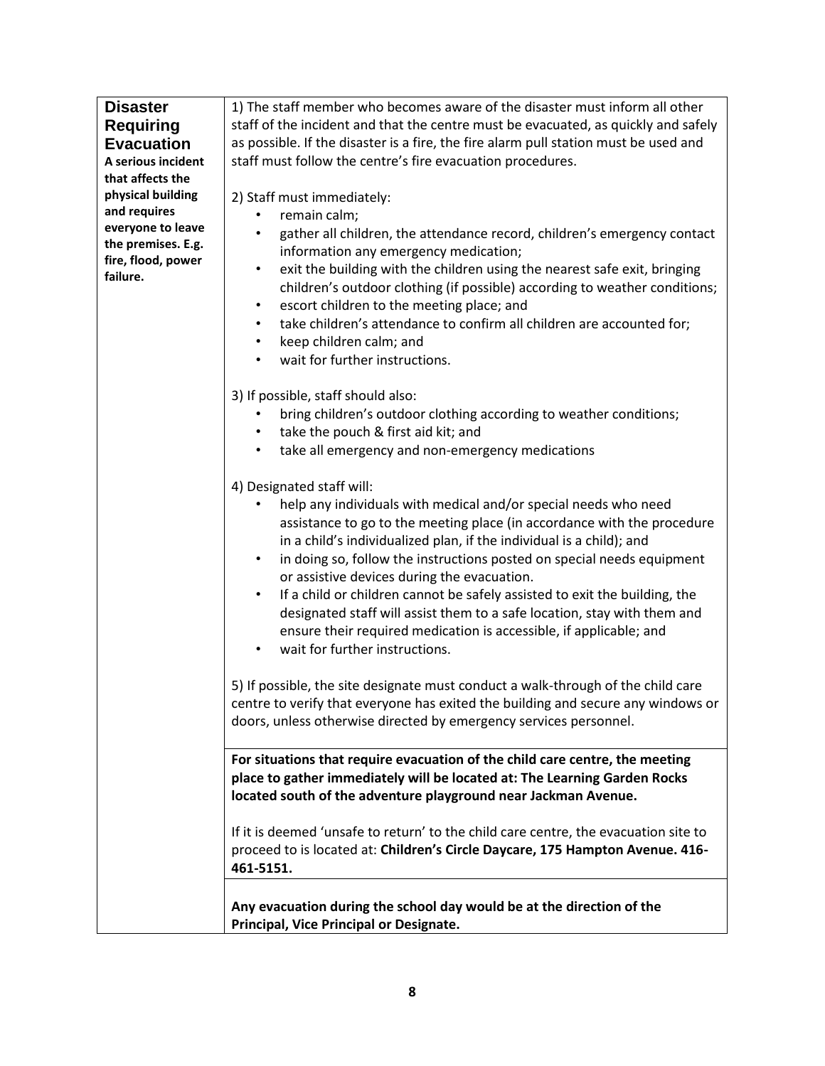| **Disaster Requiring Evacuation**<br>**A serious incident that affects the physical building and requires everyone to leave the premises. E.g. fire, flood, power failure.** | 1) The staff member who becomes aware of the disaster must inform all other staff of the incident and that the centre must be evacuated, as quickly and safely as possible. If the disaster is a fire, the fire alarm pull station must be used and staff must follow the centre's fire evacuation procedures.<br><br>2) Staff must immediately:<br>• remain calm;<br>• gather all children, the attendance record, children's emergency contact information any emergency medication;<br>• exit the building with the children using the nearest safe exit, bringing children's outdoor clothing (if possible) according to weather conditions;<br>• escort children to the meeting place; and<br>• take children's attendance to confirm all children are accounted for;<br>• keep children calm; and<br>• wait for further instructions.<br><br>3) If possible, staff should also:<br>• bring children's outdoor clothing according to weather conditions;<br>• take the pouch & first aid kit; and<br>• take all emergency and non-emergency medications<br><br>4) Designated staff will:<br>• help any individuals with medical and/or special needs who need assistance to go to the meeting place (in accordance with the procedure in a child's individualized plan, if the individual is a child); and<br>• in doing so, follow the instructions posted on special needs equipment or assistive devices during the evacuation.<br>• If a child or children cannot be safely assisted to exit the building, the designated staff will assist them to a safe location, stay with them and ensure their required medication is accessible, if applicable; and<br>• wait for further instructions.<br><br>5) If possible, the site designate must conduct a walk-through of the child care centre to verify that everyone has exited the building and secure any windows or doors, unless otherwise directed by emergency services personnel. |
|---|---|
| | **For situations that require evacuation of the child care centre, the meeting place to gather immediately will be located at: The Learning Garden Rocks located south of the adventure playground near Jackman Avenue.**<br><br>If it is deemed 'unsafe to return' to the child care centre, the evacuation site to proceed to is located at: **Children's Circle Daycare, 175 Hampton Avenue. 416-461-5151.** |
| | **Any evacuation during the school day would be at the direction of the Principal, Vice Principal or Designate.** |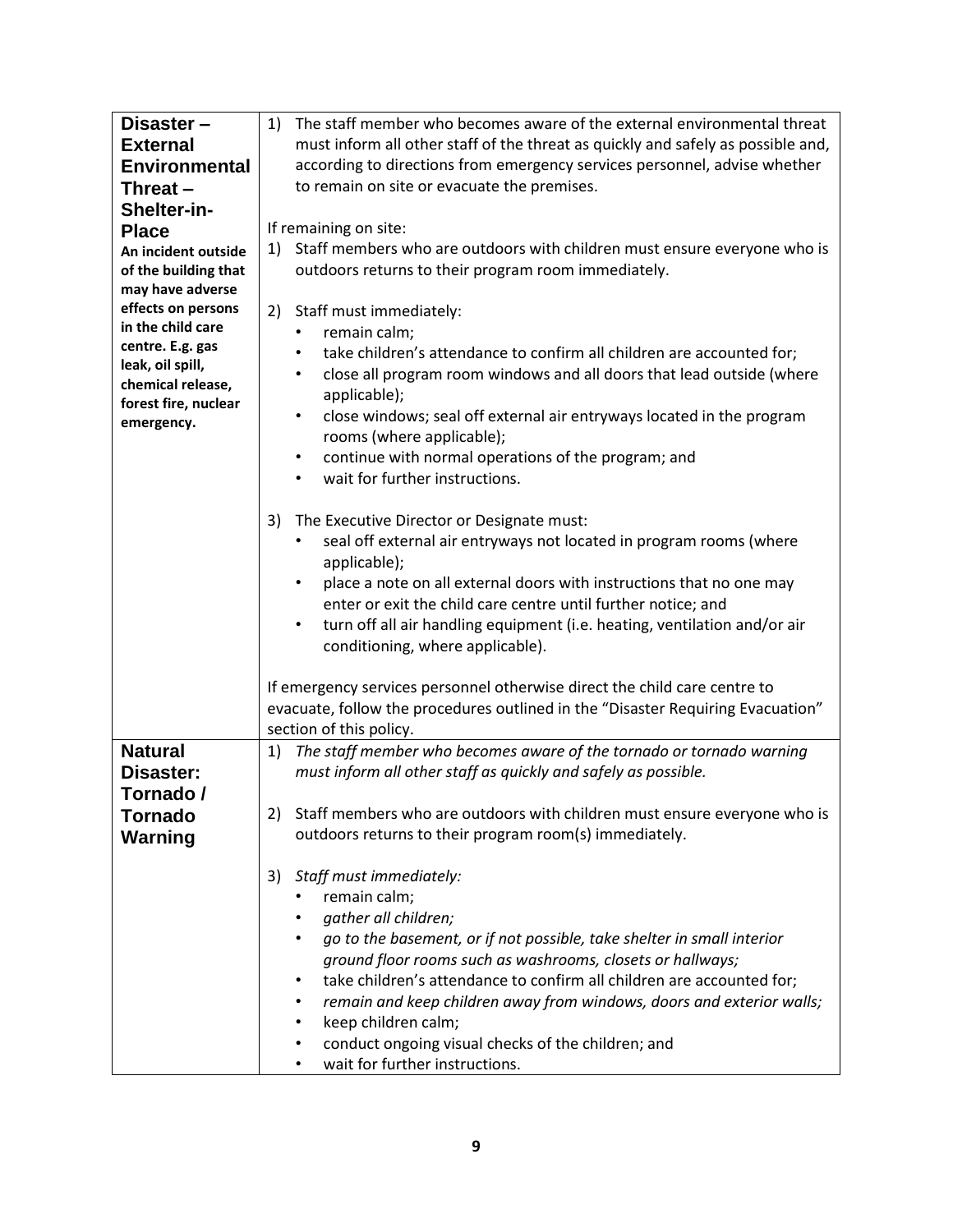| | |
|---|---|
| **Disaster – External Environmental Threat – Shelter-in-Place**<br>**An incident outside of the building that may have adverse effects on persons in the child care centre. E.g. gas leak, oil spill, chemical release, forest fire, nuclear emergency.** | 1) The staff member who becomes aware of the external environmental threat must inform all other staff of the threat as quickly and safely as possible and, according to directions from emergency services personnel, advise whether to remain on site or evacuate the premises.<br><br>If remaining on site:<br>1) Staff members who are outdoors with children must ensure everyone who is outdoors returns to their program room immediately.<br><br>2) Staff must immediately:<br>• remain calm;<br>• take children's attendance to confirm all children are accounted for;<br>• close all program room windows and all doors that lead outside (where applicable);<br>• close windows; seal off external air entryways located in the program rooms (where applicable);<br>• continue with normal operations of the program; and<br>• wait for further instructions.<br><br>3) The Executive Director or Designate must:<br>• seal off external air entryways not located in program rooms (where applicable);<br>• place a note on all external doors with instructions that no one may enter or exit the child care centre until further notice; and<br>• turn off all air handling equipment (i.e. heating, ventilation and/or air conditioning, where applicable).<br><br>If emergency services personnel otherwise direct the child care centre to evacuate, follow the procedures outlined in the "Disaster Requiring Evacuation" section of this policy. |
| **Natural Disaster: Tornado / Tornado Warning** | 1) *The staff member who becomes aware of the tornado or tornado warning must inform all other staff as quickly and safely as possible.*<br><br>2) Staff members who are outdoors with children must ensure everyone who is outdoors returns to their program room(s) immediately.<br><br>3) *Staff must immediately:*<br>• remain calm;<br>• *gather all children;*<br>• *go to the basement, or if not possible, take shelter in small interior ground floor rooms such as washrooms, closets or hallways;*<br>• take children's attendance to confirm all children are accounted for;<br>• *remain and keep children away from windows, doors and exterior walls;*<br>• keep children calm;<br>• conduct ongoing visual checks of the children; and<br>• wait for further instructions. |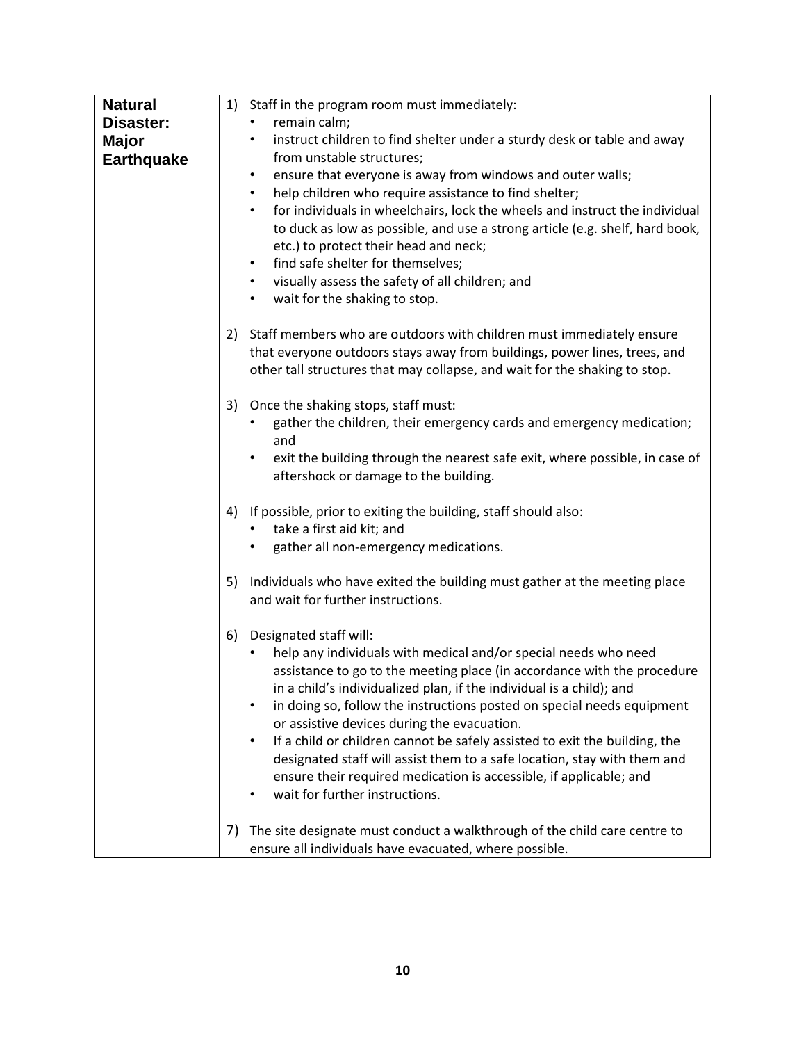| **Natural Disaster: Major Earthquake** | 1) Staff in the program room must immediately:<br>• remain calm;<br>• instruct children to find shelter under a sturdy desk or table and away from unstable structures;<br>• ensure that everyone is away from windows and outer walls;<br>• help children who require assistance to find shelter;<br>• for individuals in wheelchairs, lock the wheels and instruct the individual to duck as low as possible, and use a strong article (e.g. shelf, hard book, etc.) to protect their head and neck;<br>• find safe shelter for themselves;<br>• visually assess the safety of all children; and<br>• wait for the shaking to stop.<br><br>2) Staff members who are outdoors with children must immediately ensure that everyone outdoors stays away from buildings, power lines, trees, and other tall structures that may collapse, and wait for the shaking to stop.<br><br>3) Once the shaking stops, staff must:<br>• gather the children, their emergency cards and emergency medication; and<br>• exit the building through the nearest safe exit, where possible, in case of aftershock or damage to the building.<br><br>4) If possible, prior to exiting the building, staff should also:<br>• take a first aid kit; and<br>• gather all non-emergency medications.<br><br>5) Individuals who have exited the building must gather at the meeting place and wait for further instructions.<br><br>6) Designated staff will:<br>• help any individuals with medical and/or special needs who need assistance to go to the meeting place (in accordance with the procedure in a child's individualized plan, if the individual is a child); and<br>• in doing so, follow the instructions posted on special needs equipment or assistive devices during the evacuation.<br>• If a child or children cannot be safely assisted to exit the building, the designated staff will assist them to a safe location, stay with them and ensure their required medication is accessible, if applicable; and<br>• wait for further instructions.<br><br>7) The site designate must conduct a walkthrough of the child care centre to ensure all individuals have evacuated, where possible. |
|---|---|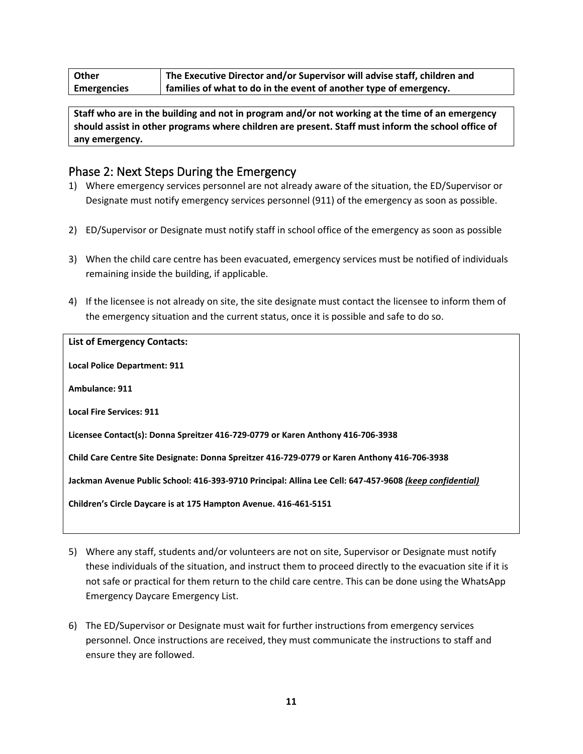| **Other Emergencies** | **The Executive Director and/or Supervisor will advise staff, children and families of what to do in the event of another type of emergency.** |
| --- | --- |

**Staff who are in the building and not in program and/or not working at the time of an emergency should assist in other programs where children are present. Staff must inform the school office of any emergency.**

## Phase 2: Next Steps During the Emergency

1) Where emergency services personnel are not already aware of the situation, the ED/Supervisor or Designate must notify emergency services personnel (911) of the emergency as soon as possible.

2) ED/Supervisor or Designate must notify staff in school office of the emergency as soon as possible

3) When the child care centre has been evacuated, emergency services must be notified of individuals remaining inside the building, if applicable.

4) If the licensee is not already on site, the site designate must contact the licensee to inform them of the emergency situation and the current status, once it is possible and safe to do so.

**List of Emergency Contacts:**

**Local Police Department: 911**

**Ambulance: 911**

**Local Fire Services: 911**

**Licensee Contact(s): Donna Spreitzer 416-729-0779 or Karen Anthony 416-706-3938**

**Child Care Centre Site Designate: Donna Spreitzer 416-729-0779 or Karen Anthony 416-706-3938**

**Jackman Avenue Public School: 416-393-9710 Principal: Allina Lee Cell: 647-457-9608 _(keep confidential)_**

**Children's Circle Daycare is at 175 Hampton Avenue. 416-461-5151**

5) Where any staff, students and/or volunteers are not on site, Supervisor or Designate must notify these individuals of the situation, and instruct them to proceed directly to the evacuation site if it is not safe or practical for them return to the child care centre. This can be done using the WhatsApp Emergency Daycare Emergency List.

6) The ED/Supervisor or Designate must wait for further instructions from emergency services personnel. Once instructions are received, they must communicate the instructions to staff and ensure they are followed.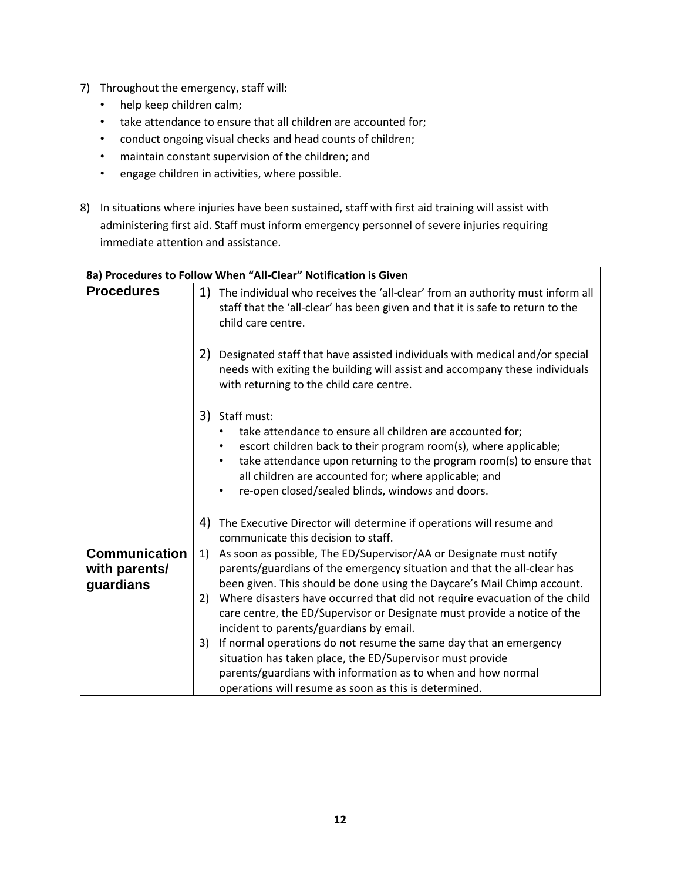7) Throughout the emergency, staff will:
   - help keep children calm;
   - take attendance to ensure that all children are accounted for;
   - conduct ongoing visual checks and head counts of children;
   - maintain constant supervision of the children; and
   - engage children in activities, where possible.

8) In situations where injuries have been sustained, staff with first aid training will assist with administering first aid. Staff must inform emergency personnel of severe injuries requiring immediate attention and assistance.

| 8a) Procedures to Follow When "All-Clear" Notification is Given | |
|---|---|
| **Procedures** | 1) The individual who receives the 'all-clear' from an authority must inform all staff that the 'all-clear' has been given and that it is safe to return to the child care centre.<br><br>2) Designated staff that have assisted individuals with medical and/or special needs with exiting the building will assist and accompany these individuals with returning to the child care centre.<br><br>3) Staff must:<br>• take attendance to ensure all children are accounted for;<br>• escort children back to their program room(s), where applicable;<br>• take attendance upon returning to the program room(s) to ensure that all children are accounted for; where applicable; and<br>• re-open closed/sealed blinds, windows and doors.<br><br>4) The Executive Director will determine if operations will resume and communicate this decision to staff. |
| **Communication with parents/ guardians** | 1) As soon as possible, The ED/Supervisor/AA or Designate must notify parents/guardians of the emergency situation and that the all-clear has been given. This should be done using the Daycare's Mail Chimp account.<br>2) Where disasters have occurred that did not require evacuation of the child care centre, the ED/Supervisor or Designate must provide a notice of the incident to parents/guardians by email.<br>3) If normal operations do not resume the same day that an emergency situation has taken place, the ED/Supervisor must provide parents/guardians with information as to when and how normal operations will resume as soon as this is determined. |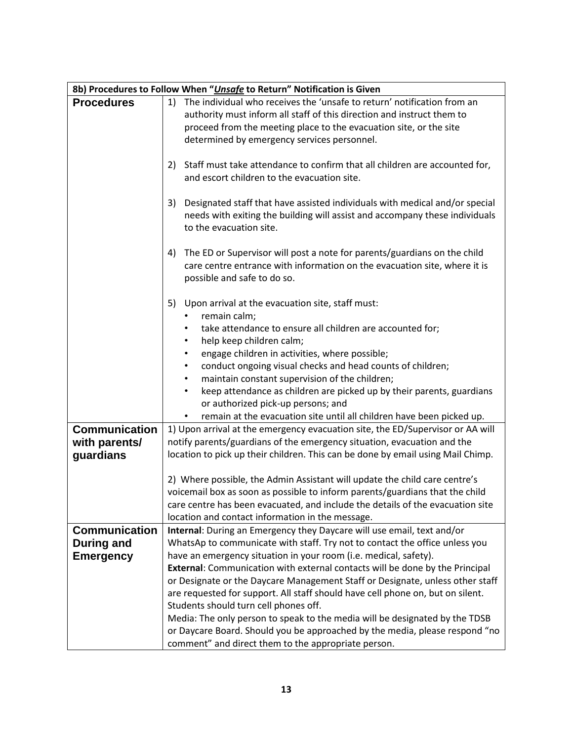| 8b) Procedures to Follow When "***Unsafe*** to Return" Notification is Given | |
|---|---|
| **Procedures** | 1) The individual who receives the 'unsafe to return' notification from an authority must inform all staff of this direction and instruct them to proceed from the meeting place to the evacuation site, or the site determined by emergency services personnel.<br><br>2) Staff must take attendance to confirm that all children are accounted for, and escort children to the evacuation site.<br><br>3) Designated staff that have assisted individuals with medical and/or special needs with exiting the building will assist and accompany these individuals to the evacuation site.<br><br>4) The ED or Supervisor will post a note for parents/guardians on the child care centre entrance with information on the evacuation site, where it is possible and safe to do so.<br><br>5) Upon arrival at the evacuation site, staff must:<br>• remain calm;<br>• take attendance to ensure all children are accounted for;<br>• help keep children calm;<br>• engage children in activities, where possible;<br>• conduct ongoing visual checks and head counts of children;<br>• maintain constant supervision of the children;<br>• keep attendance as children are picked up by their parents, guardians or authorized pick-up persons; and<br>• remain at the evacuation site until all children have been picked up. |
| **Communication with parents/ guardians** | 1) Upon arrival at the emergency evacuation site, the ED/Supervisor or AA will notify parents/guardians of the emergency situation, evacuation and the location to pick up their children. This can be done by email using Mail Chimp.<br><br>2) Where possible, the Admin Assistant will update the child care centre's voicemail box as soon as possible to inform parents/guardians that the child care centre has been evacuated, and include the details of the evacuation site location and contact information in the message. |
| **Communication During and Emergency** | **Internal**: During an Emergency they Daycare will use email, text and/or WhatsAp to communicate with staff. Try not to contact the office unless you have an emergency situation in your room (i.e. medical, safety).<br>**External**: Communication with external contacts will be done by the Principal or Designate or the Daycare Management Staff or Designate, unless other staff are requested for support. All staff should have cell phone on, but on silent. Students should turn cell phones off.<br>Media: The only person to speak to the media will be designated by the TDSB or Daycare Board. Should you be approached by the media, please respond "no comment" and direct them to the appropriate person. |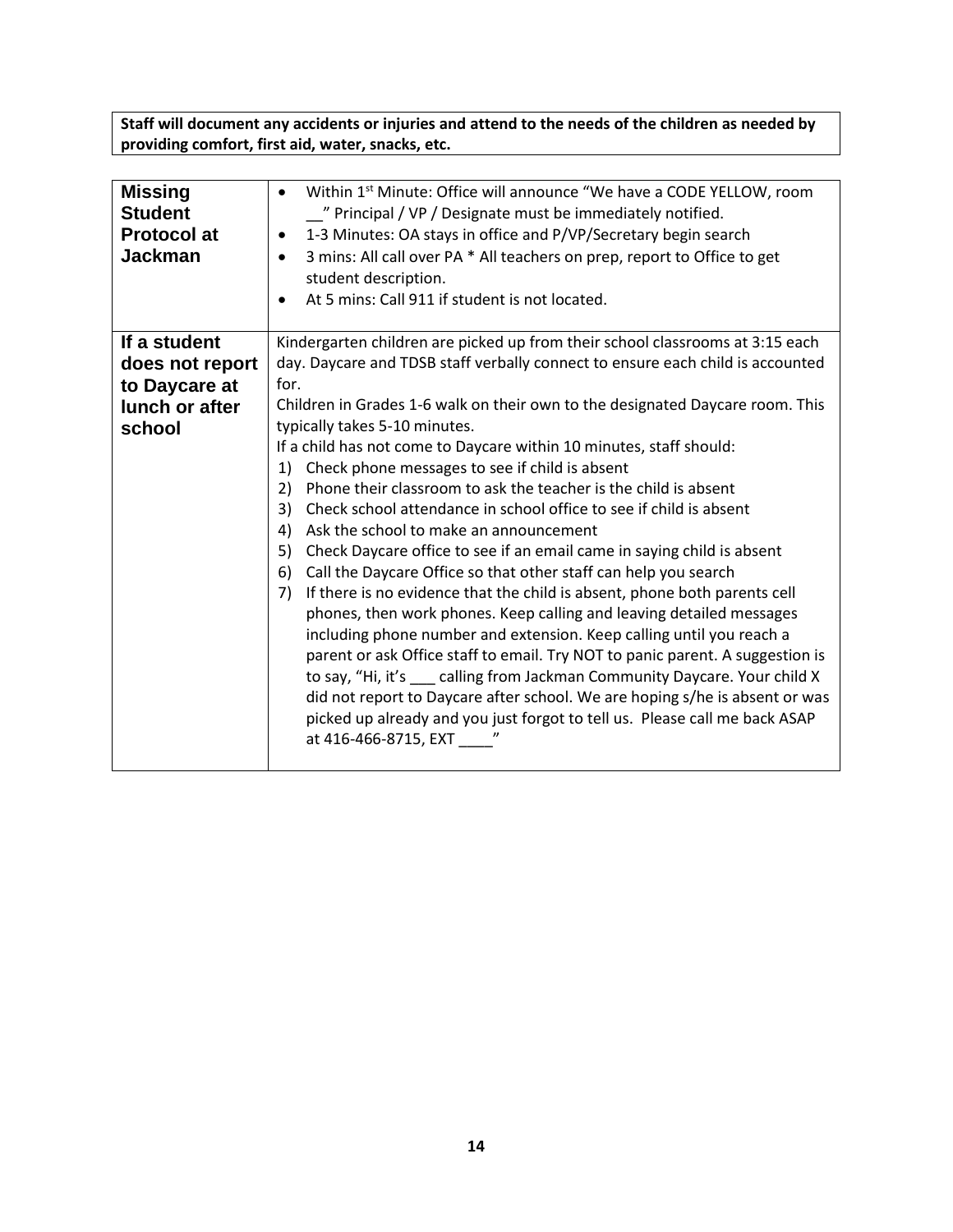**Staff will document any accidents or injuries and attend to the needs of the children as needed by providing comfort, first aid, water, snacks, etc.**

| **Missing Student Protocol at Jackman** | • Within 1st Minute: Office will announce "We have a CODE YELLOW, room __" Principal / VP / Designate must be immediately notified.<br>• 1-3 Minutes: OA stays in office and P/VP/Secretary begin search<br>• 3 mins: All call over PA * All teachers on prep, report to Office to get student description.<br>• At 5 mins: Call 911 if student is not located. |
|---|---|
| **If a student does not report to Daycare at lunch or after school** | Kindergarten children are picked up from their school classrooms at 3:15 each day. Daycare and TDSB staff verbally connect to ensure each child is accounted for.<br>Children in Grades 1-6 walk on their own to the designated Daycare room. This typically takes 5-10 minutes.<br>If a child has not come to Daycare within 10 minutes, staff should:<br>1) Check phone messages to see if child is absent<br>2) Phone their classroom to ask the teacher is the child is absent<br>3) Check school attendance in school office to see if child is absent<br>4) Ask the school to make an announcement<br>5) Check Daycare office to see if an email came in saying child is absent<br>6) Call the Daycare Office so that other staff can help you search<br>7) If there is no evidence that the child is absent, phone both parents cell phones, then work phones. Keep calling and leaving detailed messages including phone number and extension. Keep calling until you reach a parent or ask Office staff to email. Try NOT to panic parent. A suggestion is to say, "Hi, it's ___ calling from Jackman Community Daycare. Your child X did not report to Daycare after school. We are hoping s/he is absent or was picked up already and you just forgot to tell us. Please call me back ASAP at 416-466-8715, EXT ____" |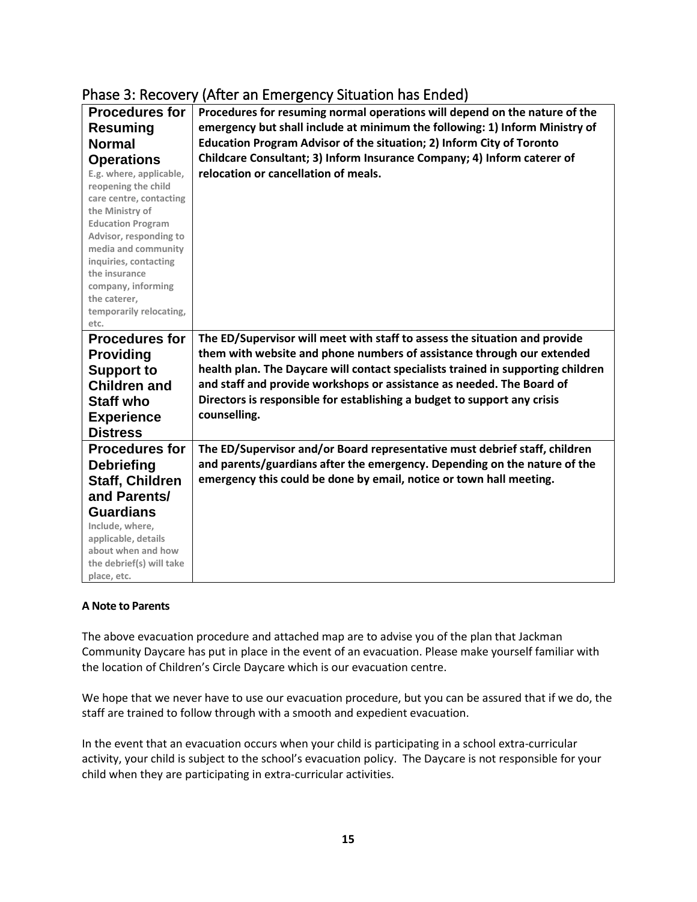## Phase 3: Recovery (After an Emergency Situation has Ended)

| | |
|---|---|
| **Procedures for Resuming Normal Operations**<br>E.g. where, applicable, reopening the child care centre, contacting the Ministry of Education Program Advisor, responding to media and community inquiries, contacting the insurance company, informing the caterer, temporarily relocating, etc. | **Procedures for resuming normal operations will depend on the nature of the emergency but shall include at minimum the following: 1) Inform Ministry of Education Program Advisor of the situation; 2) Inform City of Toronto Childcare Consultant; 3) Inform Insurance Company; 4) Inform caterer of relocation or cancellation of meals.** |
| **Procedures for Providing Support to Children and Staff who Experience Distress** | **The ED/Supervisor will meet with staff to assess the situation and provide them with website and phone numbers of assistance through our extended health plan. The Daycare will contact specialists trained in supporting children and staff and provide workshops or assistance as needed. The Board of Directors is responsible for establishing a budget to support any crisis counselling.** |
| **Procedures for Debriefing Staff, Children and Parents/ Guardians**<br>Include, where, applicable, details about when and how the debrief(s) will take place, etc. | **The ED/Supervisor and/or Board representative must debrief staff, children and parents/guardians after the emergency. Depending on the nature of the emergency this could be done by email, notice or town hall meeting.** |

**A Note to Parents**

The above evacuation procedure and attached map are to advise you of the plan that Jackman Community Daycare has put in place in the event of an evacuation. Please make yourself familiar with the location of Children's Circle Daycare which is our evacuation centre.

We hope that we never have to use our evacuation procedure, but you can be assured that if we do, the staff are trained to follow through with a smooth and expedient evacuation.

In the event that an evacuation occurs when your child is participating in a school extra-curricular activity, your child is subject to the school's evacuation policy. The Daycare is not responsible for your child when they are participating in extra-curricular activities.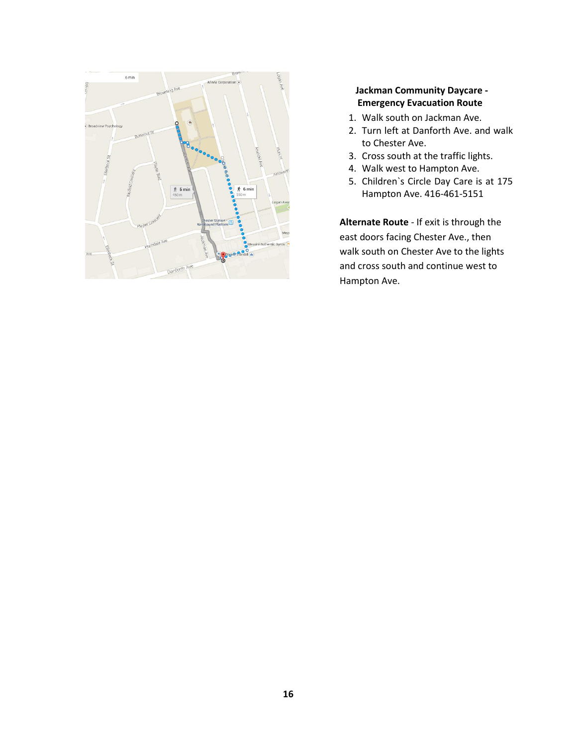**Jackman Community Daycare - Emergency Evacuation Route**

1. Walk south on Jackman Ave.
2. Turn left at Danforth Ave. and walk to Chester Ave.
3. Cross south at the traffic lights.
4. Walk west to Hampton Ave.
5. Children`s Circle Day Care is at 175 Hampton Ave. 416-461-5151

**Alternate Route** - If exit is through the east doors facing Chester Ave., then walk south on Chester Ave to the lights and cross south and continue west to Hampton Ave.